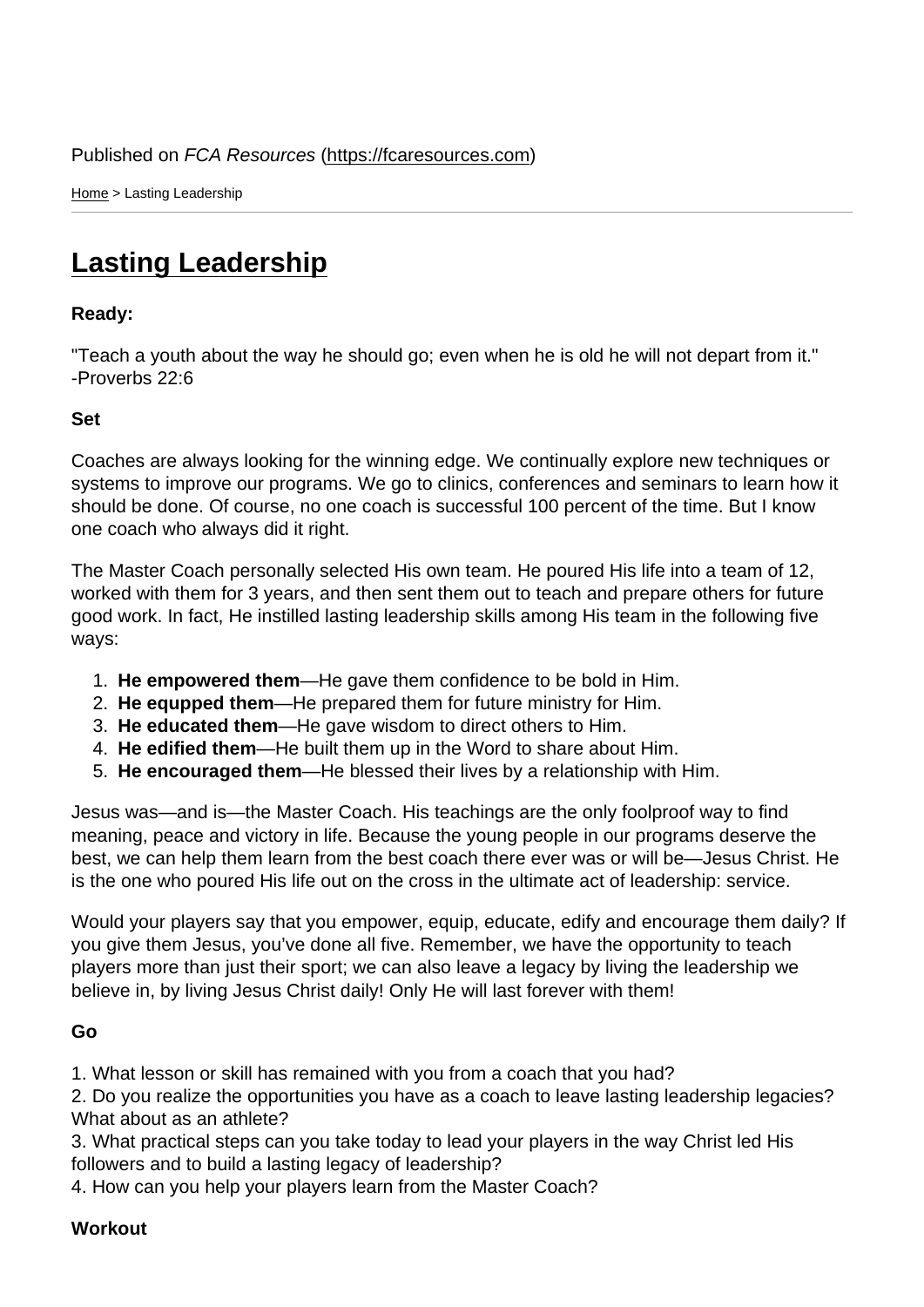Published on *FCA Resources* (https://fcaresources.com)

Home > Lasting Leadership

# Lasting Leadership

**Ready:**

"Teach a youth about the way he should go; even when he is old he will not depart from it." -Proverbs 22:6

**Set**

Coaches are always looking for the winning edge. We continually explore new techniques or systems to improve our programs. We go to clinics, conferences and seminars to learn how it should be done. Of course, no one coach is successful 100 percent of the time. But I know one coach who always did it right.

The Master Coach personally selected His own team. He poured His life into a team of 12, worked with them for 3 years, and then sent them out to teach and prepare others for future good work. In fact, He instilled lasting leadership skills among His team in the following five ways:

1. **He empowered them**—He gave them confidence to be bold in Him.
2. **He equpped them**—He prepared them for future ministry for Him.
3. **He educated them**—He gave wisdom to direct others to Him.
4. **He edified them**—He built them up in the Word to share about Him.
5. **He encouraged them**—He blessed their lives by a relationship with Him.

Jesus was—and is—the Master Coach. His teachings are the only foolproof way to find meaning, peace and victory in life. Because the young people in our programs deserve the best, we can help them learn from the best coach there ever was or will be—Jesus Christ. He is the one who poured His life out on the cross in the ultimate act of leadership: service.

Would your players say that you empower, equip, educate, edify and encourage them daily? If you give them Jesus, you've done all five. Remember, we have the opportunity to teach players more than just their sport; we can also leave a legacy by living the leadership we believe in, by living Jesus Christ daily! Only He will last forever with them!

**Go**

1. What lesson or skill has remained with you from a coach that you had?
2. Do you realize the opportunities you have as a coach to leave lasting leadership legacies? What about as an athlete?
3. What practical steps can you take today to lead your players in the way Christ led His followers and to build a lasting legacy of leadership?
4. How can you help your players learn from the Master Coach?

**Workout**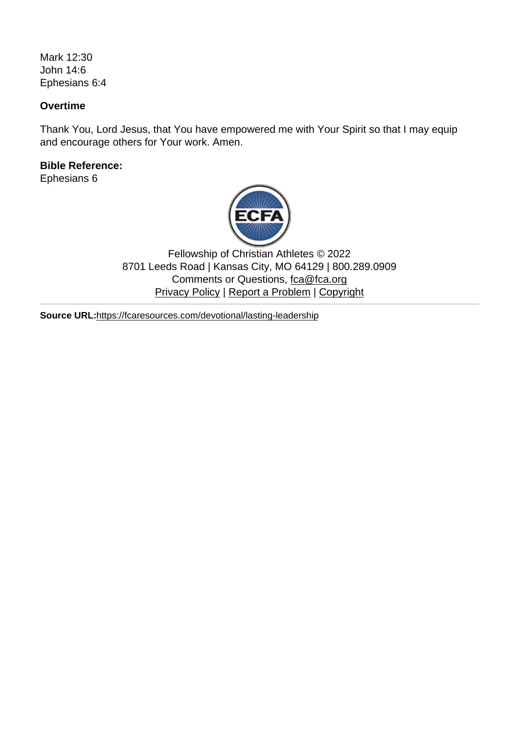Mark 12:30
John 14:6
Ephesians 6:4

**Overtime**

Thank You, Lord Jesus, that You have empowered me with Your Spirit so that I may equip and encourage others for Your work. Amen.

**Bible Reference:**
Ephesians 6

Fellowship of Christian Athletes © 2022
8701 Leeds Road | Kansas City, MO 64129 | 800.289.0909
Comments or Questions, fca@fca.org
Privacy Policy | Report a Problem | Copyright

**Source URL:**https://fcaresources.com/devotional/lasting-leadership